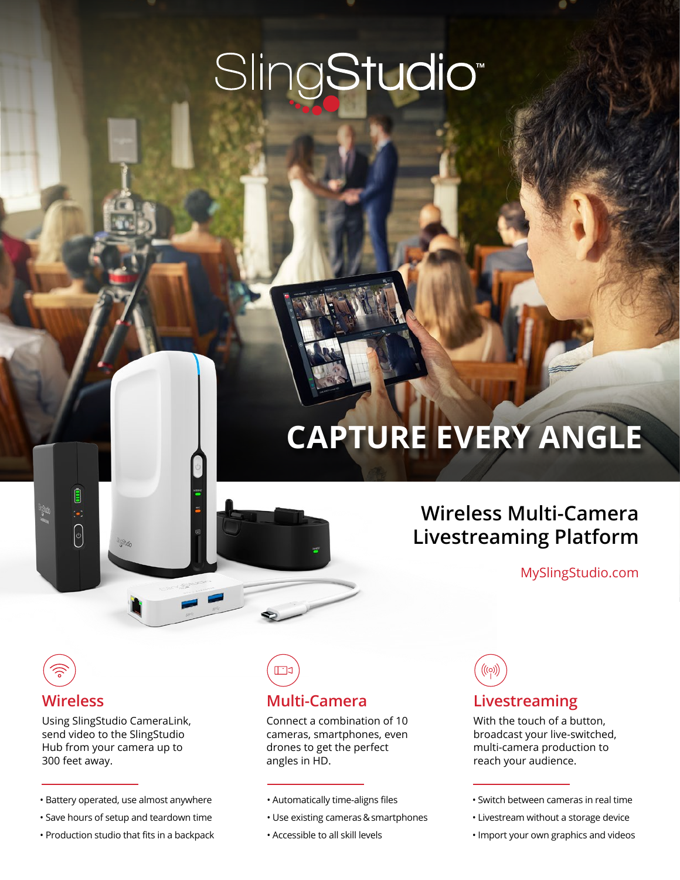# SlingStudio™

## CAPTURE EVERY ANGLE

### Wireless Multi-Camera Livestreaming Platform

MySlingStudio.com

### Wireless

Using SlingStudio CameraLink, send video to the SlingStudio Hub from your camera up to 300 feet away.

- Battery operated, use almost anywhere
- Save hours of setup and teardown time
- Production studio that fits in a backpack

### Multi-Camera

Connect a combination of 10 cameras, smartphones, even drones to get the perfect angles in HD.

- Automatically time-aligns files
- Use existing cameras & smartphones
- Accessible to all skill levels

### Livestreaming

With the touch of a button, broadcast your live-switched, multi-camera production to reach your audience.

- Switch between cameras in real time
- Livestream without a storage device
- Import your own graphics and videos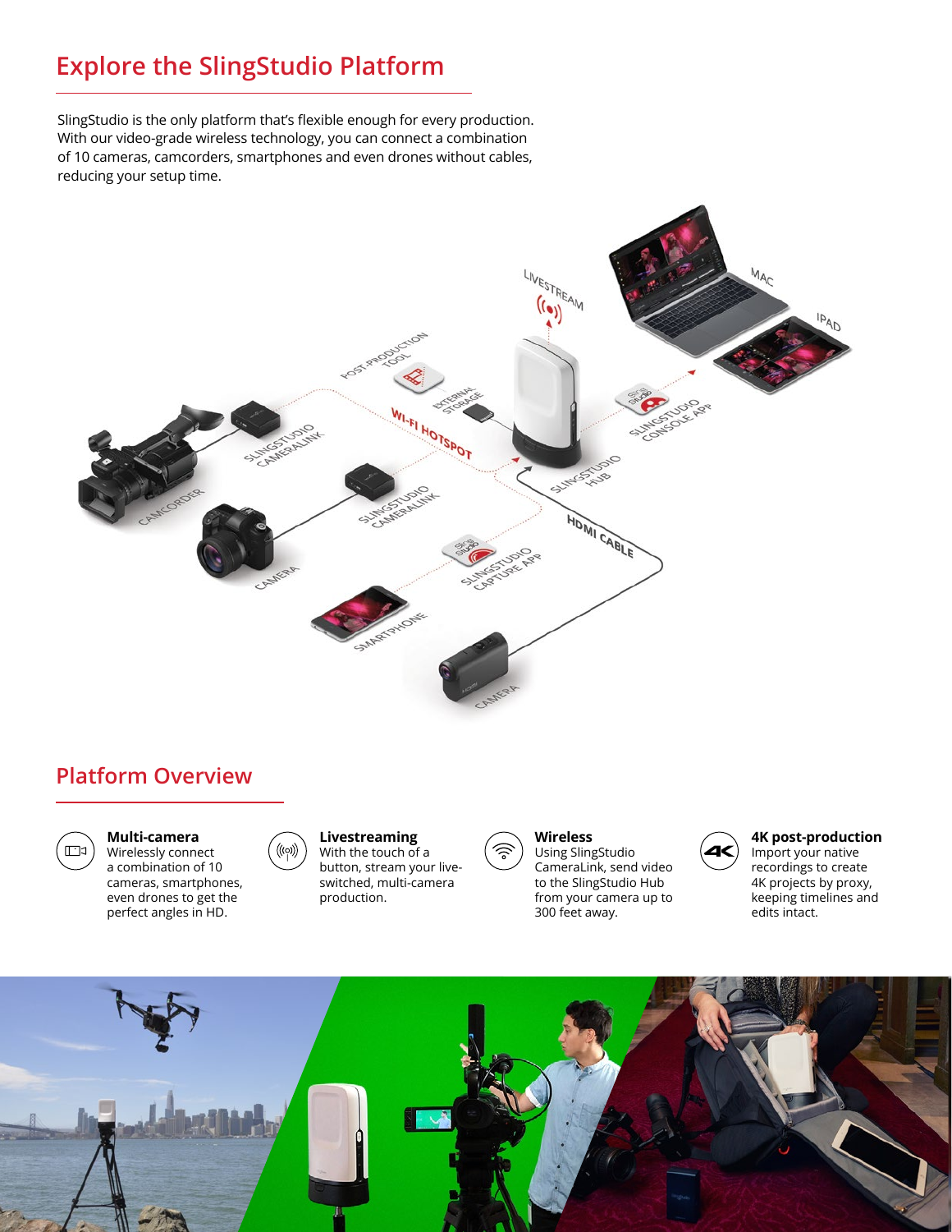# Explore the SlingStudio Platform

SlingStudio is the only platform that's flexible enough for every production. With our video-grade wireless technology, you can connect a combination of 10 cameras, camcorders, smartphones and even drones without cables, reducing your setup time.

## Platform Overview

**Multi-camera**
Wirelessly connect a combination of 10 cameras, smartphones, even drones to get the perfect angles in HD.

**Livestreaming**
With the touch of a button, stream your live-switched, multi-camera production.

**Wireless**
Using SlingStudio CameraLink, send video to the SlingStudio Hub from your camera up to 300 feet away.

**4K post-production**
Import your native recordings to create 4K projects by proxy, keeping timelines and edits intact.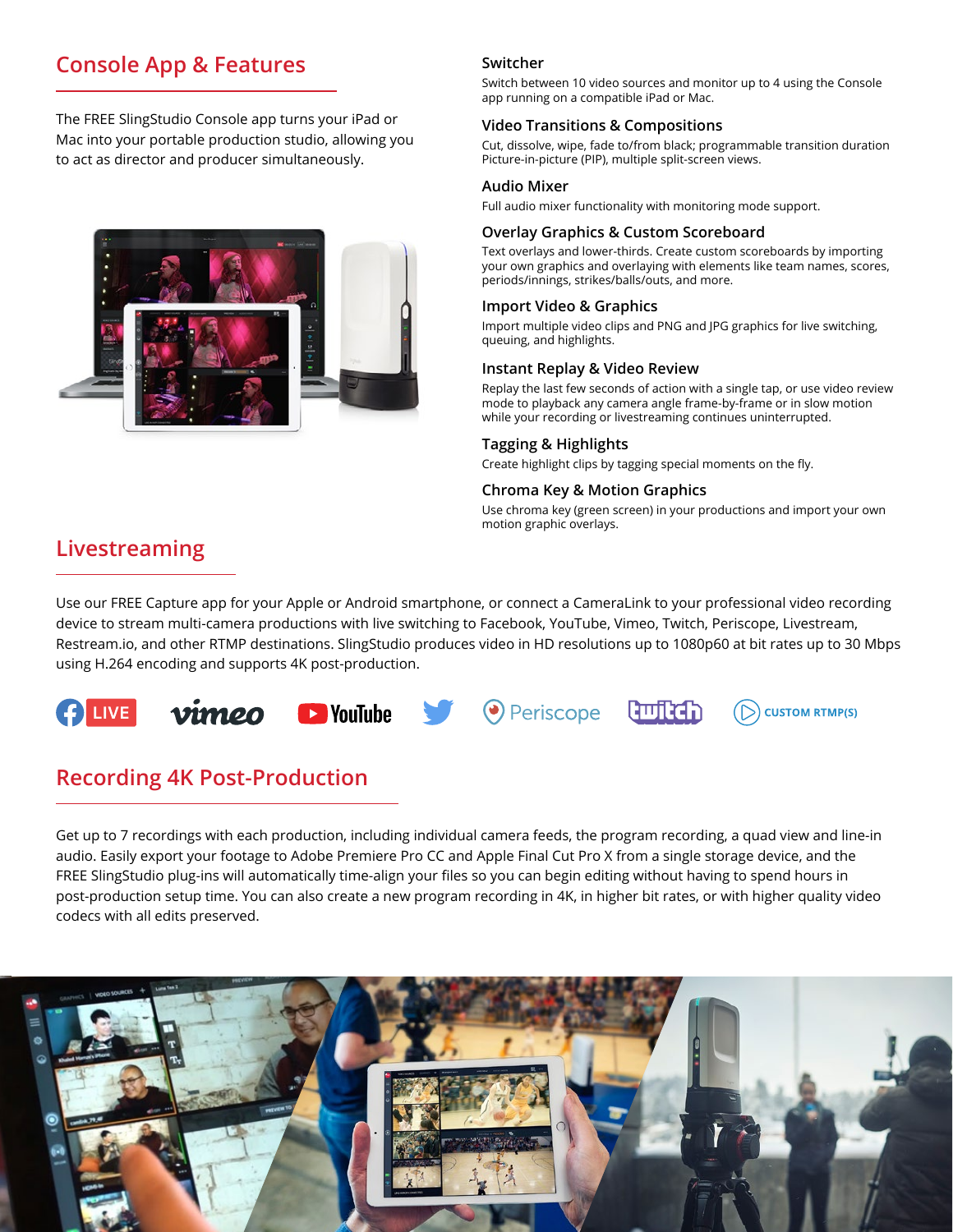## Console App & Features

The FREE SlingStudio Console app turns your iPad or Mac into your portable production studio, allowing you to act as director and producer simultaneously.

### Switcher

Switch between 10 video sources and monitor up to 4 using the Console app running on a compatible iPad or Mac.

### Video Transitions & Compositions

Cut, dissolve, wipe, fade to/from black; programmable transition duration Picture-in-picture (PIP), multiple split-screen views.

### Audio Mixer

Full audio mixer functionality with monitoring mode support.

### Overlay Graphics & Custom Scoreboard

Text overlays and lower-thirds. Create custom scoreboards by importing your own graphics and overlaying with elements like team names, scores, periods/innings, strikes/balls/outs, and more.

### Import Video & Graphics

Import multiple video clips and PNG and JPG graphics for live switching, queuing, and highlights.

### Instant Replay & Video Review

Replay the last few seconds of action with a single tap, or use video review mode to playback any camera angle frame-by-frame or in slow motion while your recording or livestreaming continues uninterrupted.

### Tagging & Highlights

Create highlight clips by tagging special moments on the fly.

### Chroma Key & Motion Graphics

Use chroma key (green screen) in your productions and import your own motion graphic overlays.

## Livestreaming

Use our FREE Capture app for your Apple or Android smartphone, or connect a CameraLink to your professional video recording device to stream multi-camera productions with live switching to Facebook, YouTube, Vimeo, Twitch, Periscope, Livestream, Restream.io, and other RTMP destinations. SlingStudio produces video in HD resolutions up to 1080p60 at bit rates up to 30 Mbps using H.264 encoding and supports 4K post-production.

LIVE | vimeo | YouTube | Periscope | twitch | CUSTOM RTMP(S)

## Recording 4K Post-Production

Get up to 7 recordings with each production, including individual camera feeds, the program recording, a quad view and line-in audio. Easily export your footage to Adobe Premiere Pro CC and Apple Final Cut Pro X from a single storage device, and the FREE SlingStudio plug-ins will automatically time-align your files so you can begin editing without having to spend hours in post-production setup time. You can also create a new program recording in 4K, in higher bit rates, or with higher quality video codecs with all edits preserved.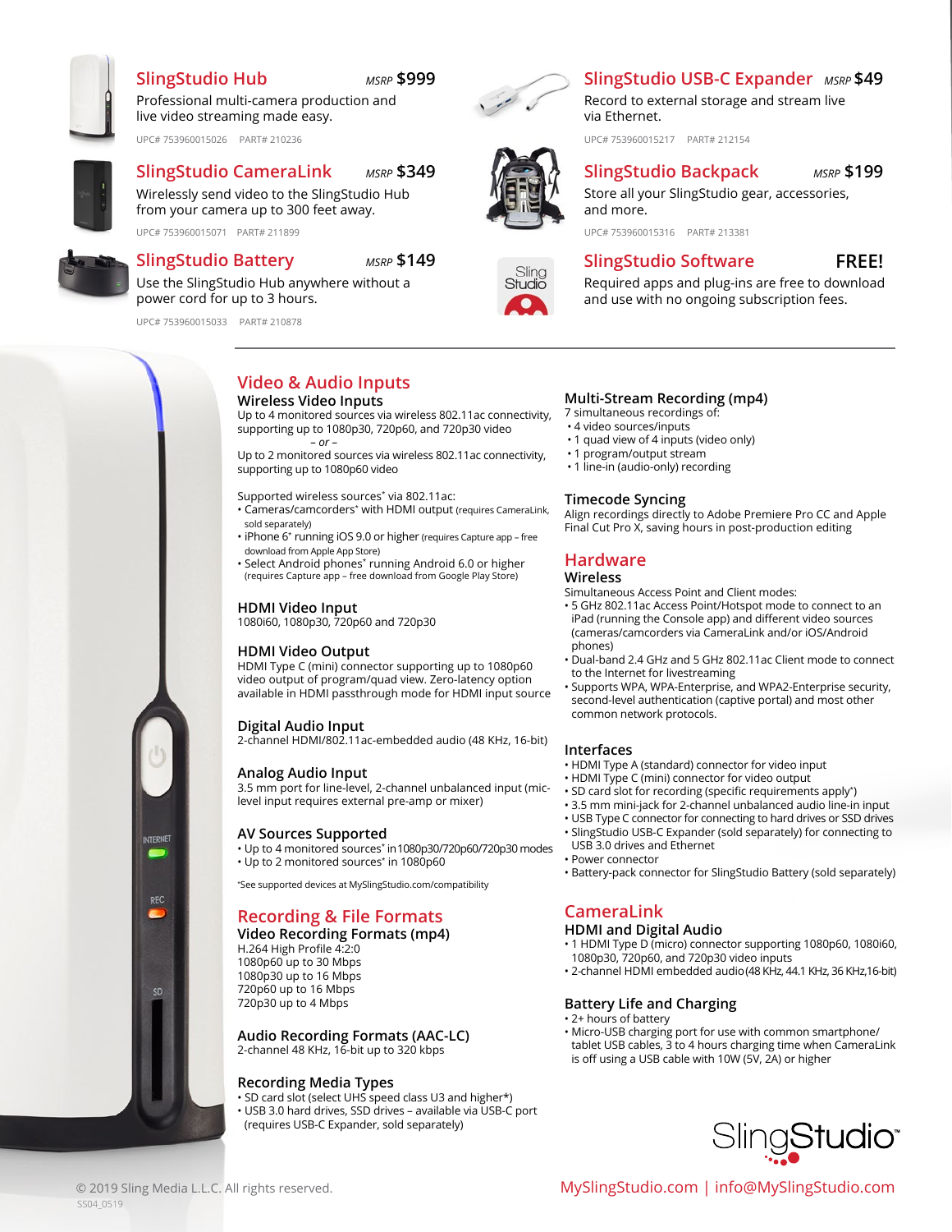## SlingStudio Hub — MSRP $999

Professional multi-camera production and live video streaming made easy.

UPC# 753960015026 PART# 210236

## SlingStudio CameraLink — MSRP $349

Wirelessly send video to the SlingStudio Hub from your camera up to 300 feet away.

UPC# 753960015071 PART# 211899

## SlingStudio Battery — MSRP $149

Use the SlingStudio Hub anywhere without a power cord for up to 3 hours.

UPC# 753960015033 PART# 210878

## SlingStudio USB-C Expander — MSRP $49

Record to external storage and stream live via Ethernet.

UPC# 753960015217 PART# 212154

## SlingStudio Backpack — MSRP $199

Store all your SlingStudio gear, accessories, and more.

UPC# 753960015316 PART# 213381

## SlingStudio Software — FREE!

Required apps and plug-ins are free to download and use with no ongoing subscription fees.

---

# Video & Audio Inputs

### Wireless Video Inputs

Up to 4 monitored sources via wireless 802.11ac connectivity, supporting up to 1080p30, 720p60, and 720p30 video

*– or –*

Up to 2 monitored sources via wireless 802.11ac connectivity, supporting up to 1080p60 video

Supported wireless sources* via 802.11ac:
- Cameras/camcorders* with HDMI output (requires CameraLink, sold separately)
- iPhone 6* running iOS 9.0 or higher (requires Capture app – free download from Apple App Store)
- Select Android phones* running Android 6.0 or higher (requires Capture app – free download from Google Play Store)

### HDMI Video Input

1080i60, 1080p30, 720p60 and 720p30

### HDMI Video Output

HDMI Type C (mini) connector supporting up to 1080p60 video output of program/quad view. Zero-latency option available in HDMI passthrough mode for HDMI input source

### Digital Audio Input

2-channel HDMI/802.11ac-embedded audio (48 KHz, 16-bit)

### Analog Audio Input

3.5 mm port for line-level, 2-channel unbalanced input (mic-level input requires external pre-amp or mixer)

### AV Sources Supported

- Up to 4 monitored sources* in 1080p30/720p60/720p30 modes
- Up to 2 monitored sources* in 1080p60

*See supported devices at MySlingStudio.com/compatibility

# Recording & File Formats

### Video Recording Formats (mp4)

H.264 High Profile 4:2:0
1080p60 up to 30 Mbps
1080p30 up to 16 Mbps
720p60 up to 16 Mbps
720p30 up to 4 Mbps

### Audio Recording Formats (AAC-LC)

2-channel 48 KHz, 16-bit up to 320 kbps

### Recording Media Types

- SD card slot (select UHS speed class U3 and higher*)
- USB 3.0 hard drives, SSD drives – available via USB-C port (requires USB-C Expander, sold separately)

### Multi-Stream Recording (mp4)

7 simultaneous recordings of:
- 4 video sources/inputs
- 1 quad view of 4 inputs (video only)
- 1 program/output stream
- 1 line-in (audio-only) recording

### Timecode Syncing

Align recordings directly to Adobe Premiere Pro CC and Apple Final Cut Pro X, saving hours in post-production editing

# Hardware

### Wireless

Simultaneous Access Point and Client modes:
- 5 GHz 802.11ac Access Point/Hotspot mode to connect to an iPad (running the Console app) and different video sources (cameras/camcorders via CameraLink and/or iOS/Android phones)
- Dual-band 2.4 GHz and 5 GHz 802.11ac Client mode to connect to the Internet for livestreaming
- Supports WPA, WPA-Enterprise, and WPA2-Enterprise security, second-level authentication (captive portal) and most other common network protocols.

### Interfaces

- HDMI Type A (standard) connector for video input
- HDMI Type C (mini) connector for video output
- SD card slot for recording (specific requirements apply*)
- 3.5 mm mini-jack for 2-channel unbalanced audio line-in input
- USB Type C connector for connecting to hard drives or SSD drives
- SlingStudio USB-C Expander (sold separately) for connecting to USB 3.0 drives and Ethernet
- Power connector
- Battery-pack connector for SlingStudio Battery (sold separately)

# CameraLink

### HDMI and Digital Audio

- 1 HDMI Type D (micro) connector supporting 1080p60, 1080i60, 1080p30, 720p60, and 720p30 video inputs
- 2-channel HDMI embedded audio (48 KHz, 44.1 KHz, 36 KHz, 16-bit)

### Battery Life and Charging

- 2+ hours of battery
- Micro-USB charging port for use with common smartphone/tablet USB cables, 3 to 4 hours charging time when CameraLink is off using a USB cable with 10W (5V, 2A) or higher

SlingStudio™

© 2019 Sling Media L.L.C. All rights reserved.
SS04_0519

MySlingStudio.com | info@MySlingStudio.com